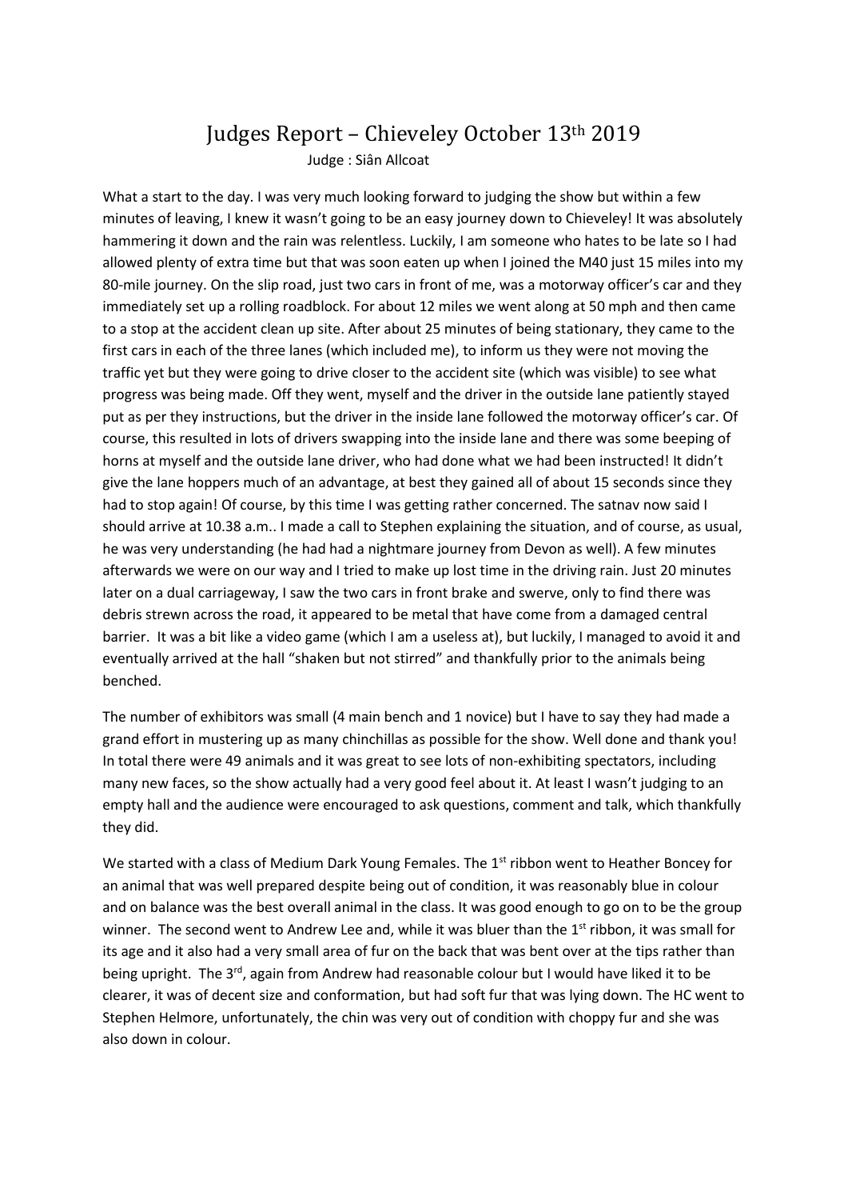# Judges Report – Chieveley October 13th 2019

Judge : Siân Allcoat

What a start to the day. I was very much looking forward to judging the show but within a few minutes of leaving, I knew it wasn't going to be an easy journey down to Chieveley! It was absolutely hammering it down and the rain was relentless. Luckily, I am someone who hates to be late so I had allowed plenty of extra time but that was soon eaten up when I joined the M40 just 15 miles into my 80-mile journey. On the slip road, just two cars in front of me, was a motorway officer's car and they immediately set up a rolling roadblock. For about 12 miles we went along at 50 mph and then came to a stop at the accident clean up site. After about 25 minutes of being stationary, they came to the first cars in each of the three lanes (which included me), to inform us they were not moving the traffic yet but they were going to drive closer to the accident site (which was visible) to see what progress was being made. Off they went, myself and the driver in the outside lane patiently stayed put as per they instructions, but the driver in the inside lane followed the motorway officer's car. Of course, this resulted in lots of drivers swapping into the inside lane and there was some beeping of horns at myself and the outside lane driver, who had done what we had been instructed! It didn't give the lane hoppers much of an advantage, at best they gained all of about 15 seconds since they had to stop again! Of course, by this time I was getting rather concerned. The satnav now said I should arrive at 10.38 a.m.. I made a call to Stephen explaining the situation, and of course, as usual, he was very understanding (he had had a nightmare journey from Devon as well). A few minutes afterwards we were on our way and I tried to make up lost time in the driving rain. Just 20 minutes later on a dual carriageway, I saw the two cars in front brake and swerve, only to find there was debris strewn across the road, it appeared to be metal that have come from a damaged central barrier. It was a bit like a video game (which I am a useless at), but luckily, I managed to avoid it and eventually arrived at the hall "shaken but not stirred" and thankfully prior to the animals being benched.

The number of exhibitors was small (4 main bench and 1 novice) but I have to say they had made a grand effort in mustering up as many chinchillas as possible for the show. Well done and thank you! In total there were 49 animals and it was great to see lots of non-exhibiting spectators, including many new faces, so the show actually had a very good feel about it. At least I wasn't judging to an empty hall and the audience were encouraged to ask questions, comment and talk, which thankfully they did.

We started with a class of Medium Dark Young Females. The 1st ribbon went to Heather Boncey for an animal that was well prepared despite being out of condition, it was reasonably blue in colour and on balance was the best overall animal in the class. It was good enough to go on to be the group winner. The second went to Andrew Lee and, while it was bluer than the 1st ribbon, it was small for its age and it also had a very small area of fur on the back that was bent over at the tips rather than being upright. The 3rd, again from Andrew had reasonable colour but I would have liked it to be clearer, it was of decent size and conformation, but had soft fur that was lying down. The HC went to Stephen Helmore, unfortunately, the chin was very out of condition with choppy fur and she was also down in colour.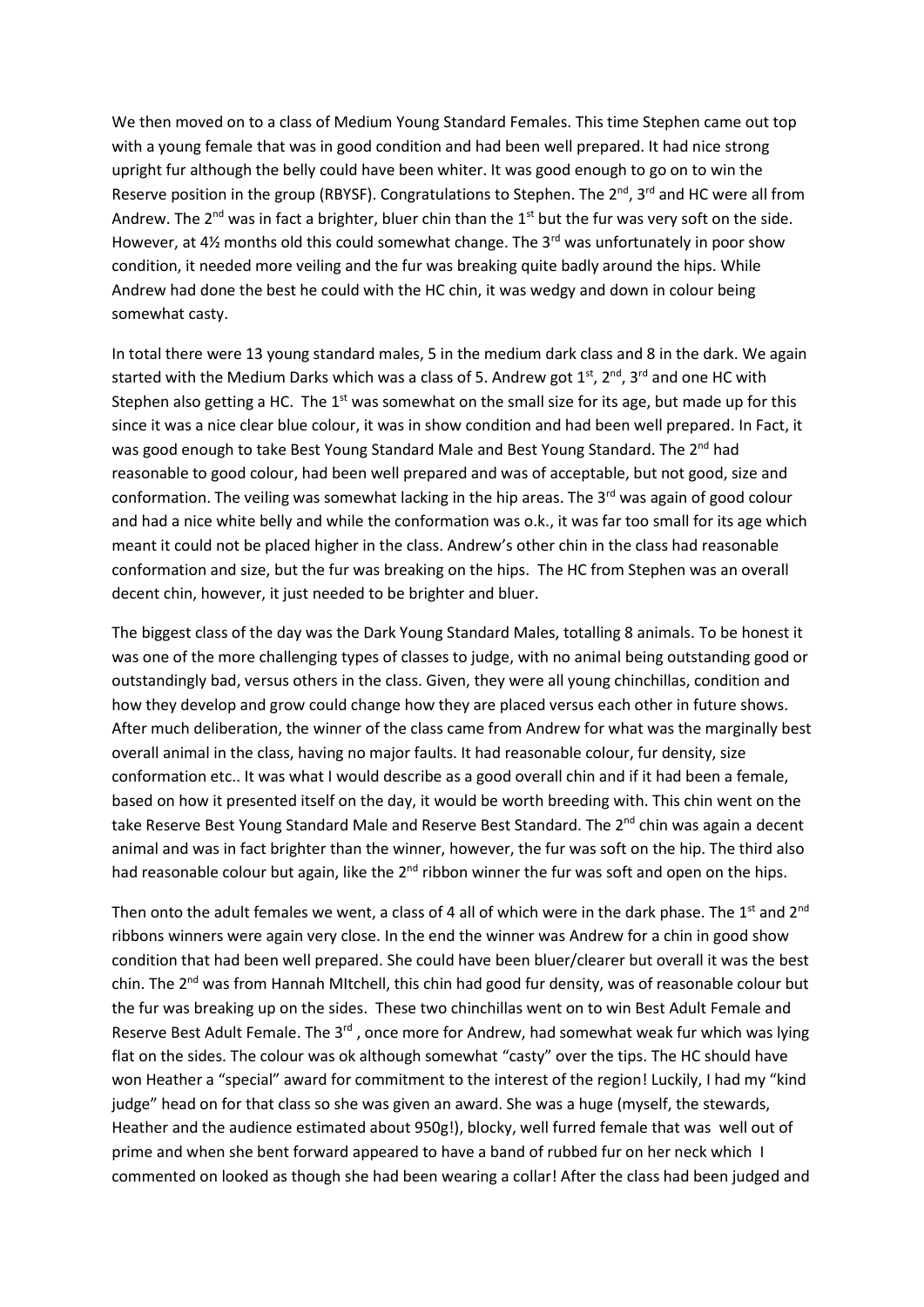We then moved on to a class of Medium Young Standard Females. This time Stephen came out top with a young female that was in good condition and had been well prepared. It had nice strong upright fur although the belly could have been whiter. It was good enough to go on to win the Reserve position in the group (RBYSF). Congratulations to Stephen. The 2nd, 3rd and HC were all from Andrew. The 2nd was in fact a brighter, bluer chin than the 1st but the fur was very soft on the side. However, at 4½ months old this could somewhat change. The 3rd was unfortunately in poor show condition, it needed more veiling and the fur was breaking quite badly around the hips. While Andrew had done the best he could with the HC chin, it was wedgy and down in colour being somewhat casty.

In total there were 13 young standard males, 5 in the medium dark class and 8 in the dark. We again started with the Medium Darks which was a class of 5. Andrew got 1st, 2nd, 3rd and one HC with Stephen also getting a HC. The 1st was somewhat on the small size for its age, but made up for this since it was a nice clear blue colour, it was in show condition and had been well prepared. In Fact, it was good enough to take Best Young Standard Male and Best Young Standard. The 2nd had reasonable to good colour, had been well prepared and was of acceptable, but not good, size and conformation. The veiling was somewhat lacking in the hip areas. The 3rd was again of good colour and had a nice white belly and while the conformation was o.k., it was far too small for its age which meant it could not be placed higher in the class. Andrew's other chin in the class had reasonable conformation and size, but the fur was breaking on the hips. The HC from Stephen was an overall decent chin, however, it just needed to be brighter and bluer.

The biggest class of the day was the Dark Young Standard Males, totalling 8 animals. To be honest it was one of the more challenging types of classes to judge, with no animal being outstanding good or outstandingly bad, versus others in the class. Given, they were all young chinchillas, condition and how they develop and grow could change how they are placed versus each other in future shows. After much deliberation, the winner of the class came from Andrew for what was the marginally best overall animal in the class, having no major faults. It had reasonable colour, fur density, size conformation etc.. It was what I would describe as a good overall chin and if it had been a female, based on how it presented itself on the day, it would be worth breeding with. This chin went on the take Reserve Best Young Standard Male and Reserve Best Standard. The 2nd chin was again a decent animal and was in fact brighter than the winner, however, the fur was soft on the hip. The third also had reasonable colour but again, like the 2nd ribbon winner the fur was soft and open on the hips.

Then onto the adult females we went, a class of 4 all of which were in the dark phase. The 1st and 2nd ribbons winners were again very close. In the end the winner was Andrew for a chin in good show condition that had been well prepared. She could have been bluer/clearer but overall it was the best chin. The 2nd was from Hannah MItchell, this chin had good fur density, was of reasonable colour but the fur was breaking up on the sides. These two chinchillas went on to win Best Adult Female and Reserve Best Adult Female. The 3rd , once more for Andrew, had somewhat weak fur which was lying flat on the sides. The colour was ok although somewhat "casty" over the tips. The HC should have won Heather a "special" award for commitment to the interest of the region! Luckily, I had my "kind judge" head on for that class so she was given an award. She was a huge (myself, the stewards, Heather and the audience estimated about 950g!), blocky, well furred female that was well out of prime and when she bent forward appeared to have a band of rubbed fur on her neck which I commented on looked as though she had been wearing a collar! After the class had been judged and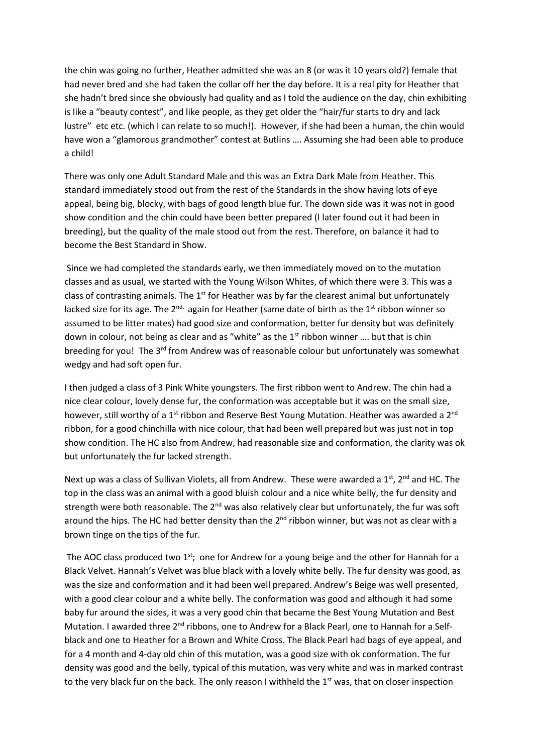the chin was going no further, Heather admitted she was an 8 (or was it 10 years old?) female that had never bred and she had taken the collar off her the day before. It is a real pity for Heather that she hadn't bred since she obviously had quality and as I told the audience on the day, chin exhibiting is like a "beauty contest", and like people, as they get older the "hair/fur starts to dry and lack lustre" etc etc. (which I can relate to so much!). However, if she had been a human, the chin would have won a "glamorous grandmother" contest at Butlins …. Assuming she had been able to produce a child!

There was only one Adult Standard Male and this was an Extra Dark Male from Heather. This standard immediately stood out from the rest of the Standards in the show having lots of eye appeal, being big, blocky, with bags of good length blue fur. The down side was it was not in good show condition and the chin could have been better prepared (I later found out it had been in breeding), but the quality of the male stood out from the rest. Therefore, on balance it had to become the Best Standard in Show.

Since we had completed the standards early, we then immediately moved on to the mutation classes and as usual, we started with the Young Wilson Whites, of which there were 3. This was a class of contrasting animals. The 1st for Heather was by far the clearest animal but unfortunately lacked size for its age. The 2nd, again for Heather (same date of birth as the 1st ribbon winner so assumed to be litter mates) had good size and conformation, better fur density but was definitely down in colour, not being as clear and as "white" as the 1st ribbon winner …. but that is chin breeding for you! The 3rd from Andrew was of reasonable colour but unfortunately was somewhat wedgy and had soft open fur.

I then judged a class of 3 Pink White youngsters. The first ribbon went to Andrew. The chin had a nice clear colour, lovely dense fur, the conformation was acceptable but it was on the small size, however, still worthy of a 1st ribbon and Reserve Best Young Mutation. Heather was awarded a 2nd ribbon, for a good chinchilla with nice colour, that had been well prepared but was just not in top show condition. The HC also from Andrew, had reasonable size and conformation, the clarity was ok but unfortunately the fur lacked strength.

Next up was a class of Sullivan Violets, all from Andrew. These were awarded a 1st, 2nd and HC. The top in the class was an animal with a good bluish colour and a nice white belly, the fur density and strength were both reasonable. The 2nd was also relatively clear but unfortunately, the fur was soft around the hips. The HC had better density than the 2nd ribbon winner, but was not as clear with a brown tinge on the tips of the fur.

The AOC class produced two 1st; one for Andrew for a young beige and the other for Hannah for a Black Velvet. Hannah's Velvet was blue black with a lovely white belly. The fur density was good, as was the size and conformation and it had been well prepared. Andrew's Beige was well presented, with a good clear colour and a white belly. The conformation was good and although it had some baby fur around the sides, it was a very good chin that became the Best Young Mutation and Best Mutation. I awarded three 2nd ribbons, one to Andrew for a Black Pearl, one to Hannah for a Self-black and one to Heather for a Brown and White Cross. The Black Pearl had bags of eye appeal, and for a 4 month and 4-day old chin of this mutation, was a good size with ok conformation. The fur density was good and the belly, typical of this mutation, was very white and was in marked contrast to the very black fur on the back. The only reason I withheld the 1st was, that on closer inspection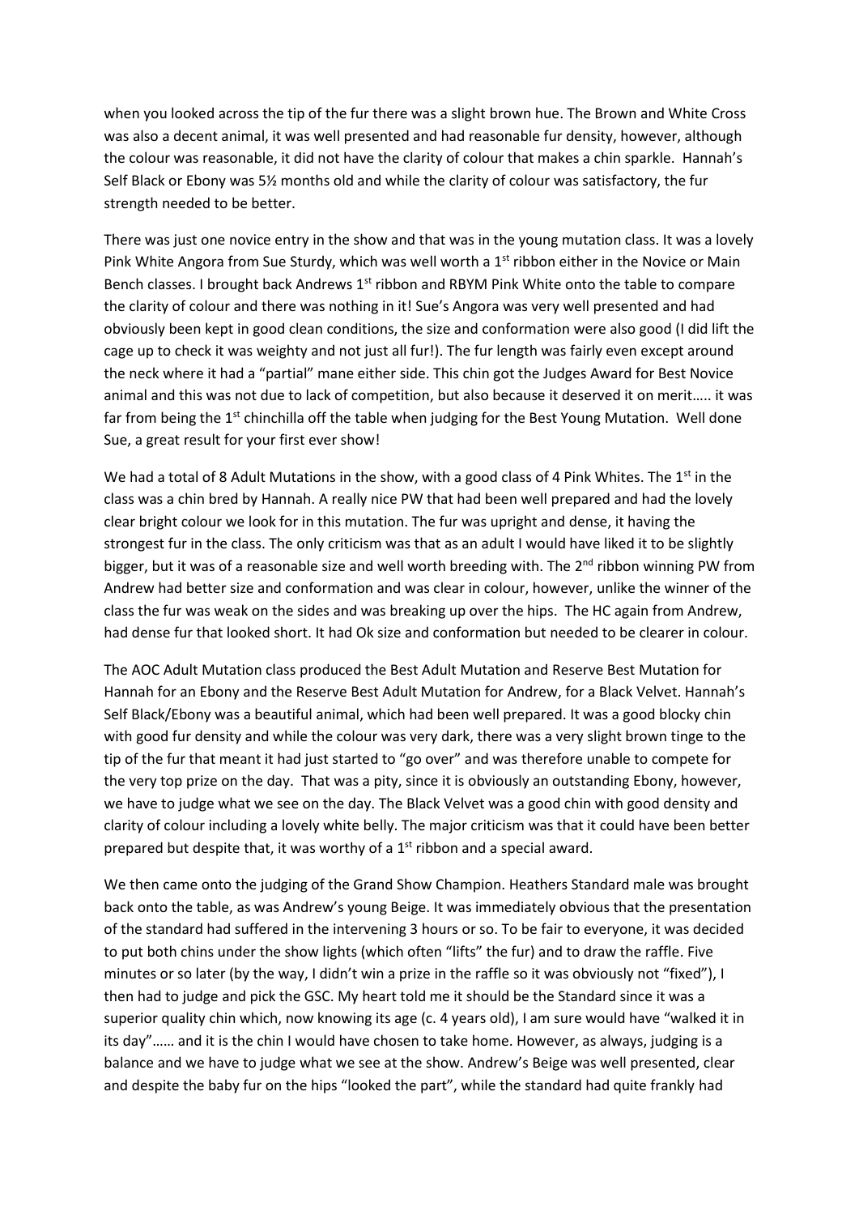when you looked across the tip of the fur there was a slight brown hue. The Brown and White Cross was also a decent animal, it was well presented and had reasonable fur density, however, although the colour was reasonable, it did not have the clarity of colour that makes a chin sparkle. Hannah's Self Black or Ebony was 5½ months old and while the clarity of colour was satisfactory, the fur strength needed to be better.

There was just one novice entry in the show and that was in the young mutation class. It was a lovely Pink White Angora from Sue Sturdy, which was well worth a 1st ribbon either in the Novice or Main Bench classes. I brought back Andrews 1st ribbon and RBYM Pink White onto the table to compare the clarity of colour and there was nothing in it! Sue's Angora was very well presented and had obviously been kept in good clean conditions, the size and conformation were also good (I did lift the cage up to check it was weighty and not just all fur!). The fur length was fairly even except around the neck where it had a "partial" mane either side. This chin got the Judges Award for Best Novice animal and this was not due to lack of competition, but also because it deserved it on merit….. it was far from being the 1st chinchilla off the table when judging for the Best Young Mutation. Well done Sue, a great result for your first ever show!

We had a total of 8 Adult Mutations in the show, with a good class of 4 Pink Whites. The 1st in the class was a chin bred by Hannah. A really nice PW that had been well prepared and had the lovely clear bright colour we look for in this mutation. The fur was upright and dense, it having the strongest fur in the class. The only criticism was that as an adult I would have liked it to be slightly bigger, but it was of a reasonable size and well worth breeding with. The 2nd ribbon winning PW from Andrew had better size and conformation and was clear in colour, however, unlike the winner of the class the fur was weak on the sides and was breaking up over the hips. The HC again from Andrew, had dense fur that looked short. It had Ok size and conformation but needed to be clearer in colour.

The AOC Adult Mutation class produced the Best Adult Mutation and Reserve Best Mutation for Hannah for an Ebony and the Reserve Best Adult Mutation for Andrew, for a Black Velvet. Hannah's Self Black/Ebony was a beautiful animal, which had been well prepared. It was a good blocky chin with good fur density and while the colour was very dark, there was a very slight brown tinge to the tip of the fur that meant it had just started to "go over" and was therefore unable to compete for the very top prize on the day. That was a pity, since it is obviously an outstanding Ebony, however, we have to judge what we see on the day. The Black Velvet was a good chin with good density and clarity of colour including a lovely white belly. The major criticism was that it could have been better prepared but despite that, it was worthy of a 1st ribbon and a special award.

We then came onto the judging of the Grand Show Champion. Heathers Standard male was brought back onto the table, as was Andrew's young Beige. It was immediately obvious that the presentation of the standard had suffered in the intervening 3 hours or so. To be fair to everyone, it was decided to put both chins under the show lights (which often "lifts" the fur) and to draw the raffle. Five minutes or so later (by the way, I didn't win a prize in the raffle so it was obviously not "fixed"), I then had to judge and pick the GSC. My heart told me it should be the Standard since it was a superior quality chin which, now knowing its age (c. 4 years old), I am sure would have "walked it in its day"…… and it is the chin I would have chosen to take home. However, as always, judging is a balance and we have to judge what we see at the show. Andrew's Beige was well presented, clear and despite the baby fur on the hips "looked the part", while the standard had quite frankly had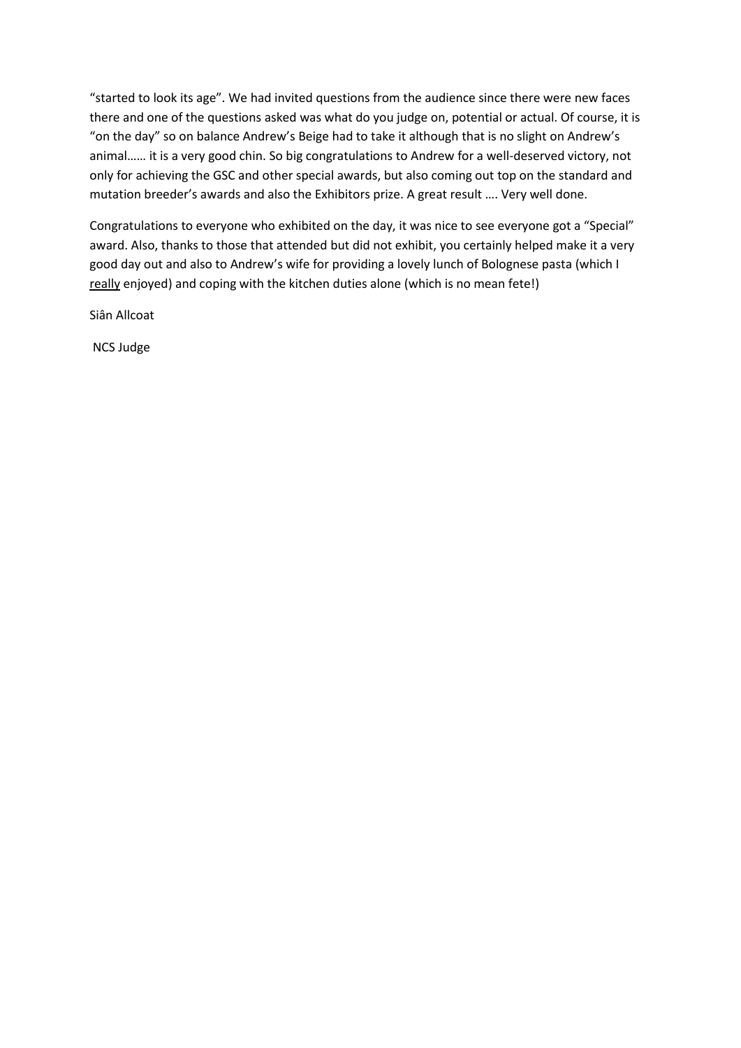"started to look its age". We had invited questions from the audience since there were new faces there and one of the questions asked was what do you judge on, potential or actual. Of course, it is "on the day" so on balance Andrew's Beige had to take it although that is no slight on Andrew's animal…… it is a very good chin. So big congratulations to Andrew for a well-deserved victory, not only for achieving the GSC and other special awards, but also coming out top on the standard and mutation breeder's awards and also the Exhibitors prize. A great result …. Very well done.

Congratulations to everyone who exhibited on the day, it was nice to see everyone got a "Special" award. Also, thanks to those that attended but did not exhibit, you certainly helped make it a very good day out and also to Andrew's wife for providing a lovely lunch of Bolognese pasta (which I <u>really</u> enjoyed) and coping with the kitchen duties alone (which is no mean fete!)

Siân Allcoat

NCS Judge